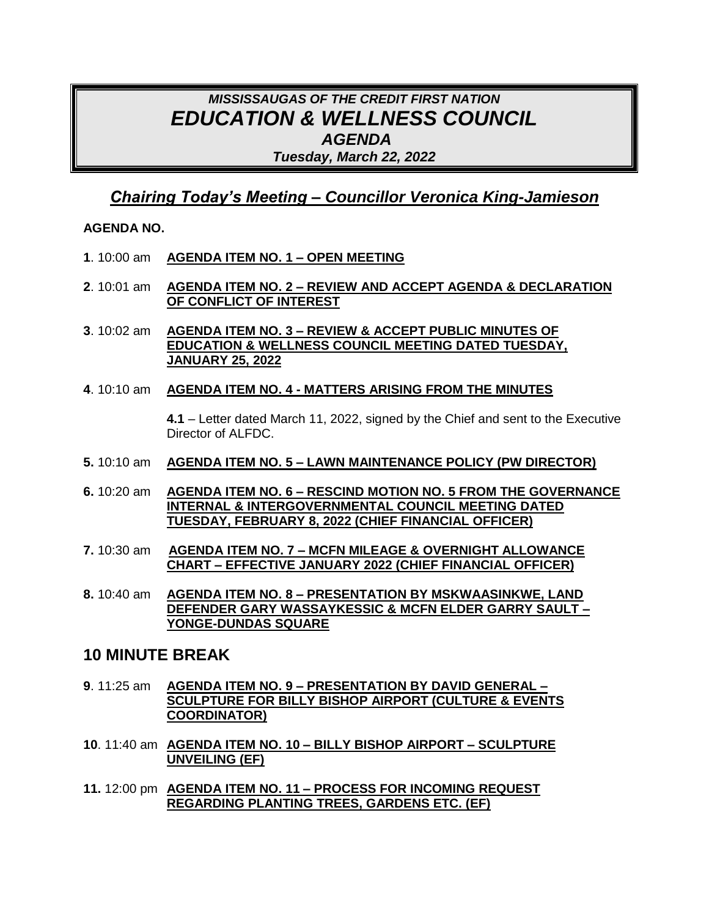# *MISSISSAUGAS OF THE CREDIT FIRST NATION*
# *EDUCATION & WELLNESS COUNCIL*
## *AGENDA*
### *Tuesday, March 22, 2022*

## ***Chairing Today's Meeting – Councillor Veronica King-Jamieson***

**AGENDA NO.**

**1**. 10:00 am **AGENDA ITEM NO. 1 – OPEN MEETING**

**2**. 10:01 am **AGENDA ITEM NO. 2 – REVIEW AND ACCEPT AGENDA & DECLARATION OF CONFLICT OF INTEREST**

**3**. 10:02 am **AGENDA ITEM NO. 3 – REVIEW & ACCEPT PUBLIC MINUTES OF EDUCATION & WELLNESS COUNCIL MEETING DATED TUESDAY, JANUARY 25, 2022**

**4**. 10:10 am **AGENDA ITEM NO. 4 - MATTERS ARISING FROM THE MINUTES**

**4.1** – Letter dated March 11, 2022, signed by the Chief and sent to the Executive Director of ALFDC.

**5.** 10:10 am **AGENDA ITEM NO. 5 – LAWN MAINTENANCE POLICY (PW DIRECTOR)**

**6.** 10:20 am **AGENDA ITEM NO. 6 – RESCIND MOTION NO. 5 FROM THE GOVERNANCE INTERNAL & INTERGOVERNMENTAL COUNCIL MEETING DATED TUESDAY, FEBRUARY 8, 2022 (CHIEF FINANCIAL OFFICER)**

**7.** 10:30 am **AGENDA ITEM NO. 7 – MCFN MILEAGE & OVERNIGHT ALLOWANCE CHART – EFFECTIVE JANUARY 2022 (CHIEF FINANCIAL OFFICER)**

**8.** 10:40 am **AGENDA ITEM NO. 8 – PRESENTATION BY MSKWAASINKWE, LAND DEFENDER GARY WASSAYKESSIC & MCFN ELDER GARRY SAULT – YONGE-DUNDAS SQUARE**

## **10 MINUTE BREAK**

**9**. 11:25 am **AGENDA ITEM NO. 9 – PRESENTATION BY DAVID GENERAL – SCULPTURE FOR BILLY BISHOP AIRPORT (CULTURE & EVENTS COORDINATOR)**

**10**. 11:40 am **AGENDA ITEM NO. 10 – BILLY BISHOP AIRPORT – SCULPTURE UNVEILING (EF)**

**11.** 12:00 pm **AGENDA ITEM NO. 11 – PROCESS FOR INCOMING REQUEST REGARDING PLANTING TREES, GARDENS ETC. (EF)**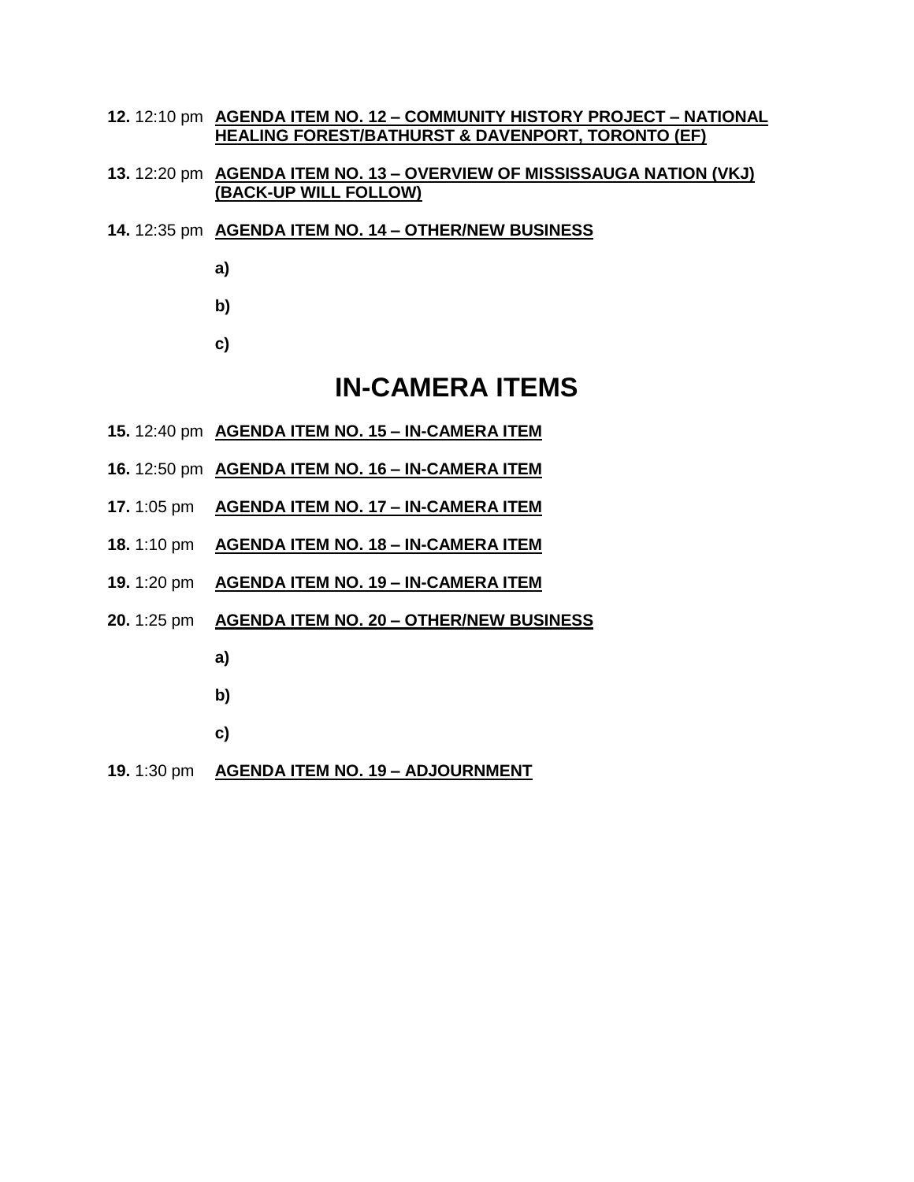**12.** 12:10 pm **AGENDA ITEM NO. 12 – COMMUNITY HISTORY PROJECT – NATIONAL HEALING FOREST/BATHURST & DAVENPORT, TORONTO (EF)**

**13.** 12:20 pm **AGENDA ITEM NO. 13 – OVERVIEW OF MISSISSAUGA NATION (VKJ) (BACK-UP WILL FOLLOW)**

**14.** 12:35 pm **AGENDA ITEM NO. 14 – OTHER/NEW BUSINESS**

**a)**

**b)**

**c)**

# IN-CAMERA ITEMS

**15.** 12:40 pm **AGENDA ITEM NO. 15 – IN-CAMERA ITEM**

**16.** 12:50 pm **AGENDA ITEM NO. 16 – IN-CAMERA ITEM**

**17.** 1:05 pm **AGENDA ITEM NO. 17 – IN-CAMERA ITEM**

**18.** 1:10 pm **AGENDA ITEM NO. 18 – IN-CAMERA ITEM**

**19.** 1:20 pm **AGENDA ITEM NO. 19 – IN-CAMERA ITEM**

**20.** 1:25 pm **AGENDA ITEM NO. 20 – OTHER/NEW BUSINESS**

**a)**

**b)**

**c)**

**19.** 1:30 pm **AGENDA ITEM NO. 19 – ADJOURNMENT**